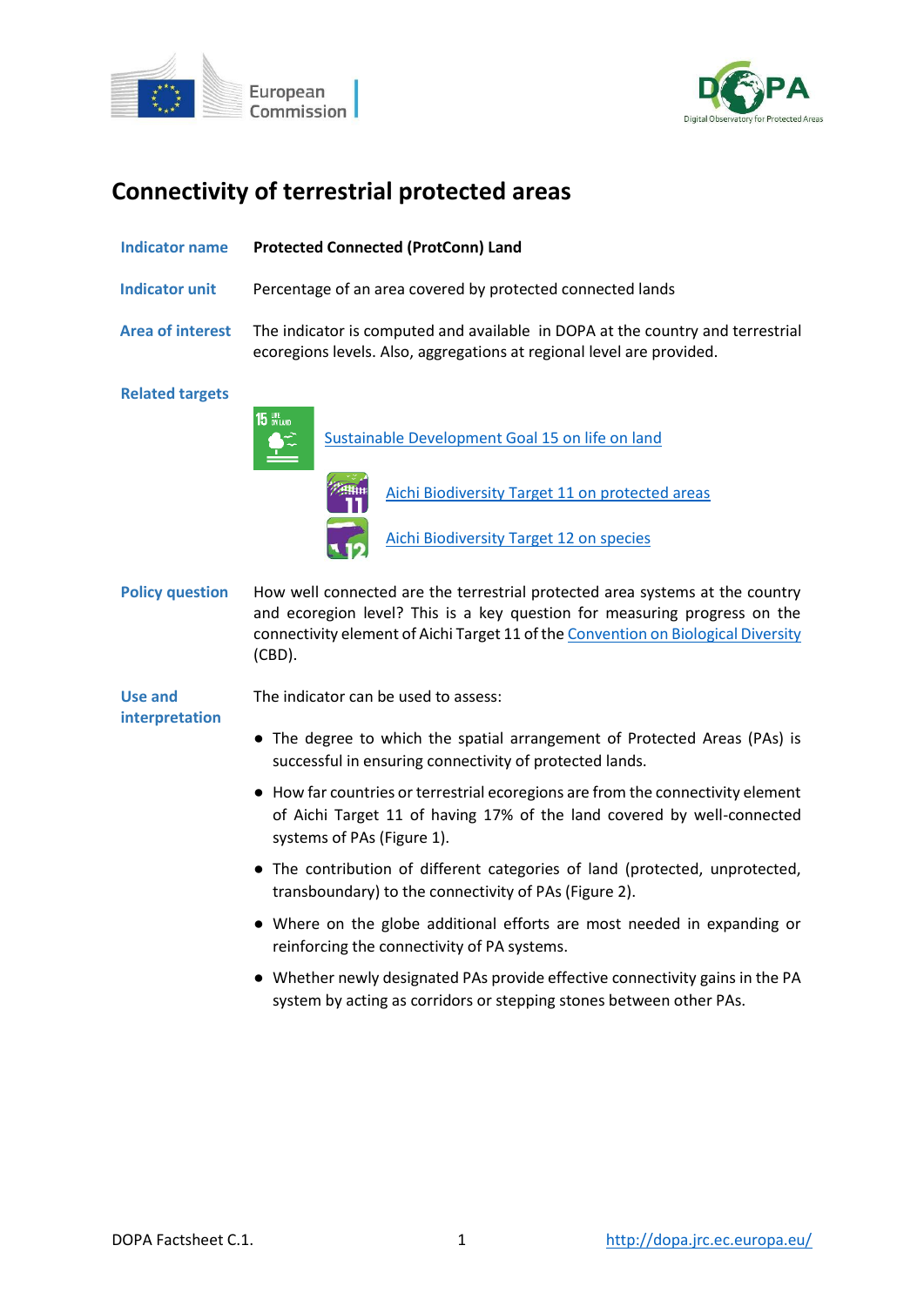# Connectivity of terrestrial protected areas

**Indicator name** **Protected Connected (ProtConn) Land**

**Indicator unit** Percentage of an area covered by protected connected lands

**Area of interest** The indicator is computed and available in DOPA at the country and terrestrial ecoregions levels. Also, aggregations at regional level are provided.

**Related targets**

- Sustainable Development Goal 15 on life on land
- Aichi Biodiversity Target 11 on protected areas
- Aichi Biodiversity Target 12 on species

**Policy question** How well connected are the terrestrial protected area systems at the country and ecoregion level? This is a key question for measuring progress on the connectivity element of Aichi Target 11 of the Convention on Biological Diversity (CBD).

**Use and interpretation** The indicator can be used to assess:

- The degree to which the spatial arrangement of Protected Areas (PAs) is successful in ensuring connectivity of protected lands.
- How far countries or terrestrial ecoregions are from the connectivity element of Aichi Target 11 of having 17% of the land covered by well-connected systems of PAs (Figure 1).
- The contribution of different categories of land (protected, unprotected, transboundary) to the connectivity of PAs (Figure 2).
- Where on the globe additional efforts are most needed in expanding or reinforcing the connectivity of PA systems.
- Whether newly designated PAs provide effective connectivity gains in the PA system by acting as corridors or stepping stones between other PAs.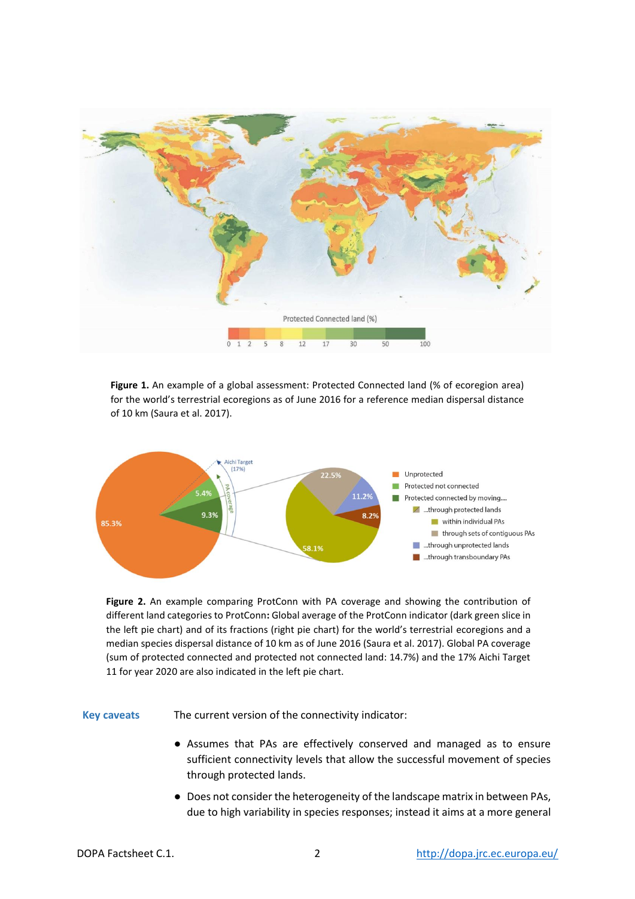**Figure 1.** An example of a global assessment: Protected Connected land (% of ecoregion area) for the world's terrestrial ecoregions as of June 2016 for a reference median dispersal distance of 10 km (Saura et al. 2017).

**Figure 2.** An example comparing ProtConn with PA coverage and showing the contribution of different land categories to ProtConn**:** Global average of the ProtConn indicator (dark green slice in the left pie chart) and of its fractions (right pie chart) for the world's terrestrial ecoregions and a median species dispersal distance of 10 km as of June 2016 (Saura et al. 2017). Global PA coverage (sum of protected connected and protected not connected land: 14.7%) and the 17% Aichi Target 11 for year 2020 are also indicated in the left pie chart.

**Key caveats**

The current version of the connectivity indicator:

- Assumes that PAs are effectively conserved and managed as to ensure sufficient connectivity levels that allow the successful movement of species through protected lands.
- Does not consider the heterogeneity of the landscape matrix in between PAs, due to high variability in species responses; instead it aims at a more general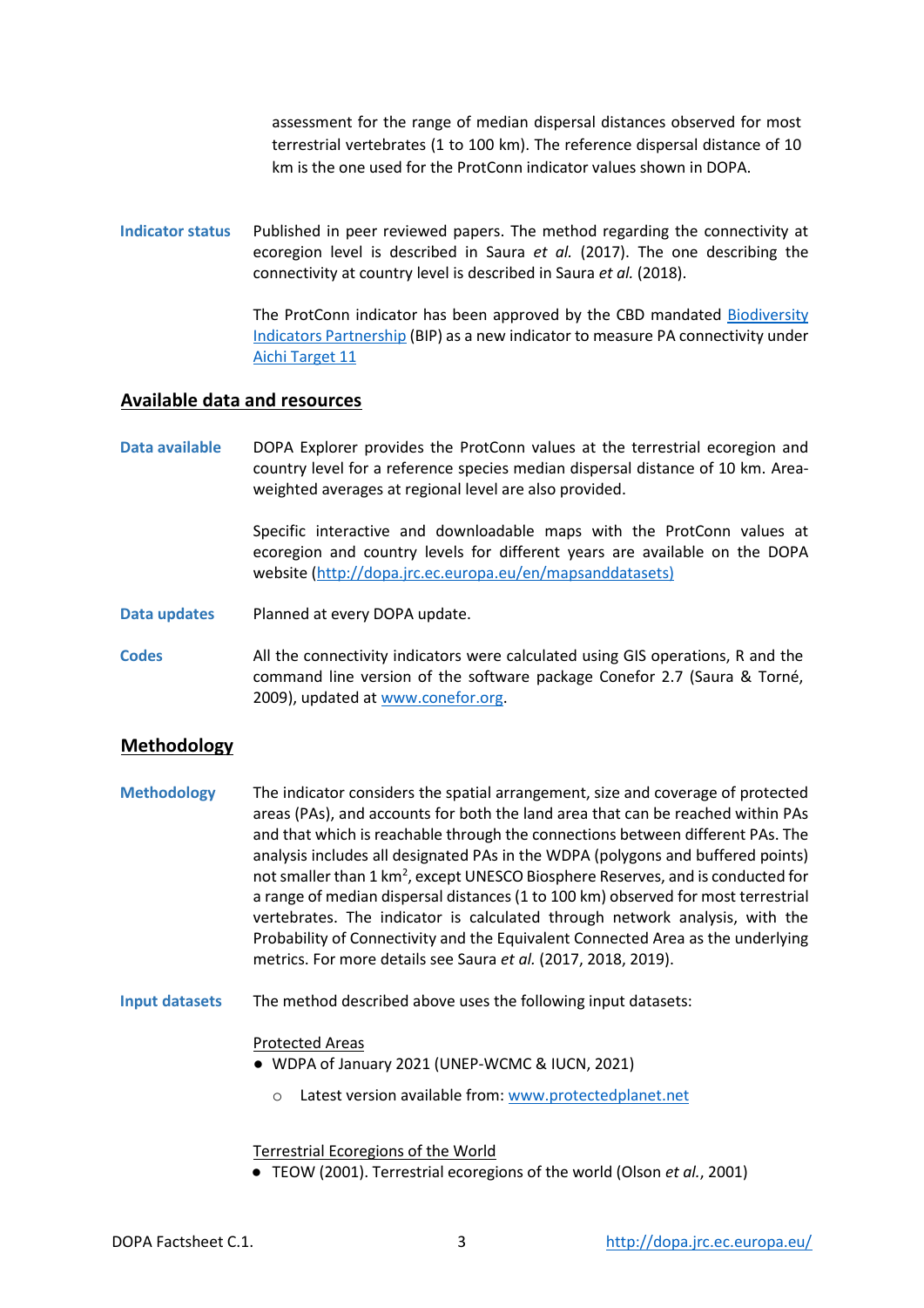assessment for the range of median dispersal distances observed for most terrestrial vertebrates (1 to 100 km). The reference dispersal distance of 10 km is the one used for the ProtConn indicator values shown in DOPA.

**Indicator status**

Published in peer reviewed papers. The method regarding the connectivity at ecoregion level is described in Saura *et al.* (2017). The one describing the connectivity at country level is described in Saura *et al.* (2018).

The ProtConn indicator has been approved by the CBD mandated [Biodiversity Indicators Partnership](Biodiversity Indicators Partnership) (BIP) as a new indicator to measure PA connectivity under [Aichi Target 11](Aichi Target 11)

## Available data and resources

**Data available**

DOPA Explorer provides the ProtConn values at the terrestrial ecoregion and country level for a reference species median dispersal distance of 10 km. Area-weighted averages at regional level are also provided.

Specific interactive and downloadable maps with the ProtConn values at ecoregion and country levels for different years are available on the DOPA website ([http://dopa.jrc.ec.europa.eu/en/mapsanddatasets)](http://dopa.jrc.ec.europa.eu/en/mapsanddatasets))

**Data updates**

Planned at every DOPA update.

**Codes**

All the connectivity indicators were calculated using GIS operations, R and the command line version of the software package Conefor 2.7 (Saura & Torné, 2009), updated at [www.conefor.org](www.conefor.org).

## Methodology

**Methodology**

The indicator considers the spatial arrangement, size and coverage of protected areas (PAs), and accounts for both the land area that can be reached within PAs and that which is reachable through the connections between different PAs. The analysis includes all designated PAs in the WDPA (polygons and buffered points) not smaller than 1 $km^2$, except UNESCO Biosphere Reserves, and is conducted for a range of median dispersal distances (1 to 100 km) observed for most terrestrial vertebrates. The indicator is calculated through network analysis, with the Probability of Connectivity and the Equivalent Connected Area as the underlying metrics. For more details see Saura *et al.* (2017, 2018, 2019).

**Input datasets**

The method described above uses the following input datasets:

Protected Areas

- WDPA of January 2021 (UNEP-WCMC & IUCN, 2021)
    - Latest version available from: [www.protectedplanet.net](www.protectedplanet.net)

Terrestrial Ecoregions of the World

- TEOW (2001). Terrestrial ecoregions of the world (Olson *et al.*, 2001)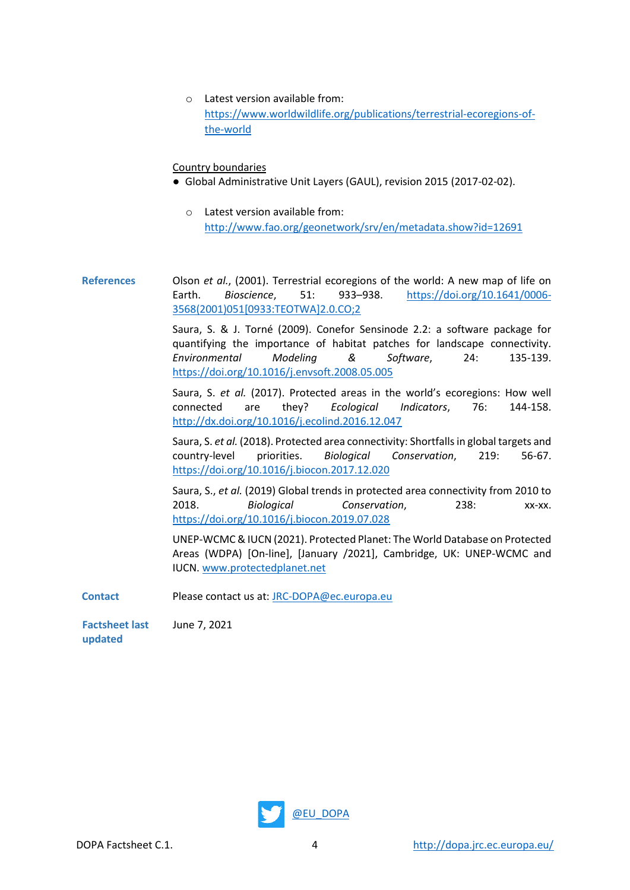- Latest version available from: https://www.worldwildlife.org/publications/terrestrial-ecoregions-of-the-world

Country boundaries

- Global Administrative Unit Layers (GAUL), revision 2015 (2017-02-02).
   - Latest version available from: http://www.fao.org/geonetwork/srv/en/metadata.show?id=12691

**References**

Olson *et al.*, (2001). Terrestrial ecoregions of the world: A new map of life on Earth. *Bioscience*, 51: 933–938. https://doi.org/10.1641/0006-3568(2001)051[0933:TEOTWA]2.0.CO;2

Saura, S. & J. Torné (2009). Conefor Sensinode 2.2: a software package for quantifying the importance of habitat patches for landscape connectivity. *Environmental Modeling & Software*, 24: 135-139. https://doi.org/10.1016/j.envsoft.2008.05.005

Saura, S. *et al.* (2017). Protected areas in the world's ecoregions: How well connected are they? *Ecological Indicators*, 76: 144-158. http://dx.doi.org/10.1016/j.ecolind.2016.12.047

Saura, S. *et al.* (2018). Protected area connectivity: Shortfalls in global targets and country-level priorities. *Biological Conservation*, 219: 56-67. https://doi.org/10.1016/j.biocon.2017.12.020

Saura, S., *et al.* (2019) Global trends in protected area connectivity from 2010 to 2018. *Biological Conservation*, 238: xx-xx. https://doi.org/10.1016/j.biocon.2019.07.028

UNEP-WCMC & IUCN (2021). Protected Planet: The World Database on Protected Areas (WDPA) [On-line], [January /2021], Cambridge, UK: UNEP-WCMC and IUCN. www.protectedplanet.net

**Contact**

Please contact us at: JRC-DOPA@ec.europa.eu

**Factsheet last updated**

June 7, 2021

@EU_DOPA